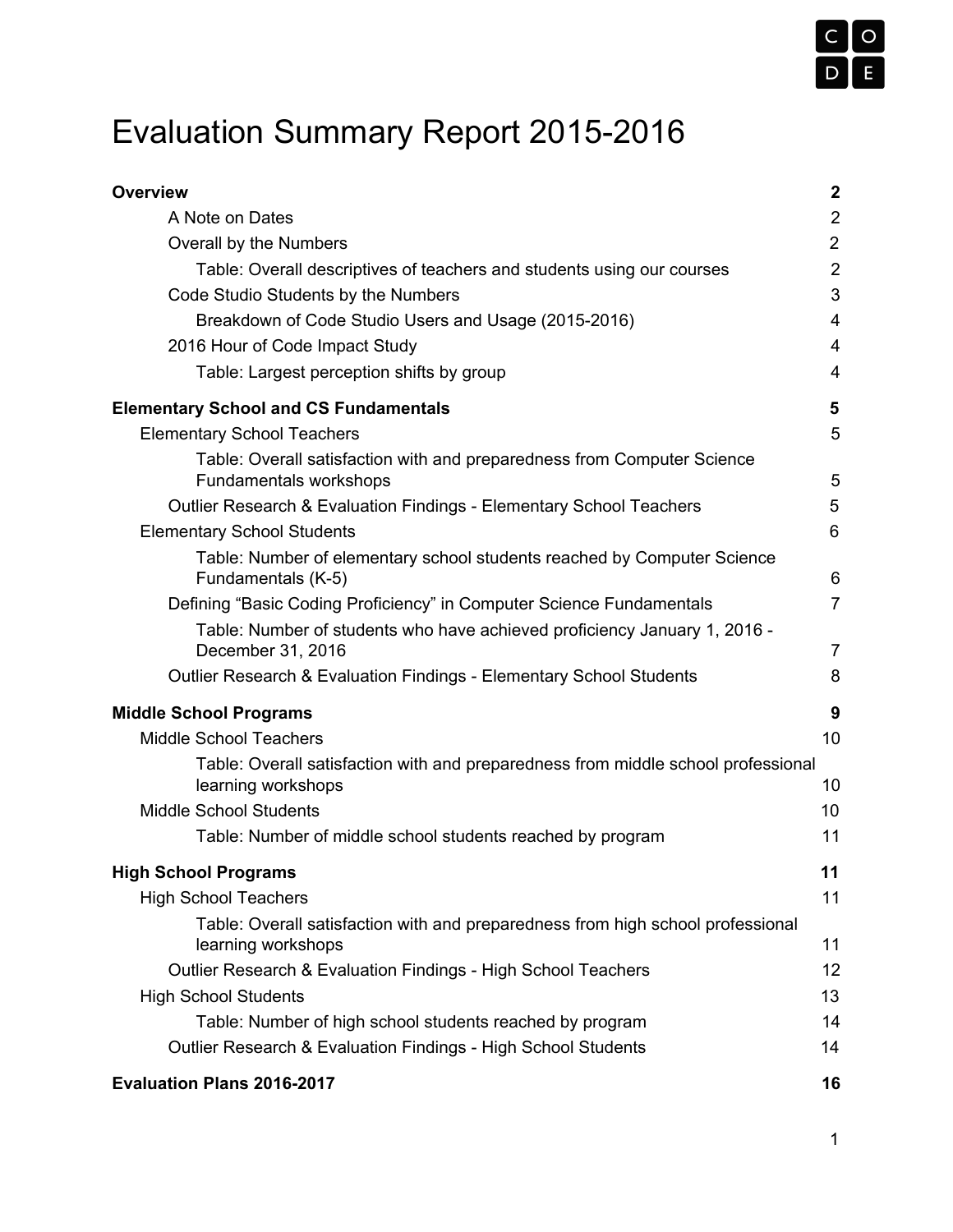# Evaluation Summary Report 2015-2016

**Overview** **2**

- A Note on Dates 2
- Overall by the Numbers 2
  - Table: Overall descriptives of teachers and students using our courses 2
- Code Studio Students by the Numbers 3
  - Breakdown of Code Studio Users and Usage (2015-2016) 4
- 2016 Hour of Code Impact Study 4
  - Table: Largest perception shifts by group 4

**Elementary School and CS Fundamentals** **5**

- Elementary School Teachers 5
  - Table: Overall satisfaction with and preparedness from Computer Science Fundamentals workshops 5
  - Outlier Research & Evaluation Findings - Elementary School Teachers 5
- Elementary School Students 6
  - Table: Number of elementary school students reached by Computer Science Fundamentals (K-5) 6
  - Defining "Basic Coding Proficiency" in Computer Science Fundamentals 7
  - Table: Number of students who have achieved proficiency January 1, 2016 - December 31, 2016 7
  - Outlier Research & Evaluation Findings - Elementary School Students 8

**Middle School Programs** **9**

- Middle School Teachers 10
  - Table: Overall satisfaction with and preparedness from middle school professional learning workshops 10
- Middle School Students 10
  - Table: Number of middle school students reached by program 11

**High School Programs** **11**

- High School Teachers 11
  - Table: Overall satisfaction with and preparedness from high school professional learning workshops 11
  - Outlier Research & Evaluation Findings - High School Teachers 12
- High School Students 13
  - Table: Number of high school students reached by program 14
  - Outlier Research & Evaluation Findings - High School Students 14

**Evaluation Plans 2016-2017** **16**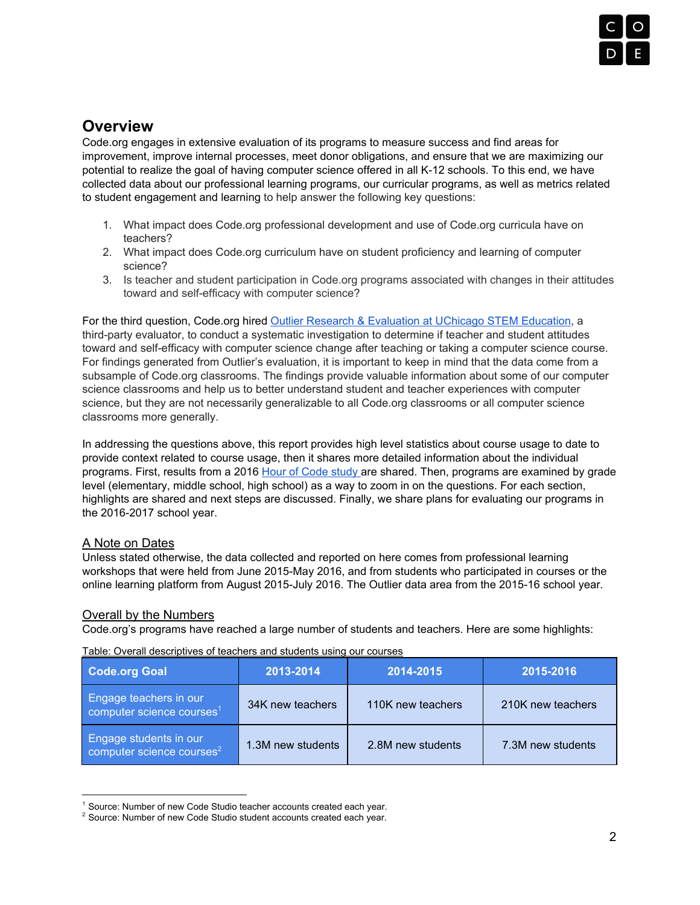## Overview

Code.org engages in extensive evaluation of its programs to measure success and find areas for improvement, improve internal processes, meet donor obligations, and ensure that we are maximizing our potential to realize the goal of having computer science offered in all K-12 schools. To this end, we have collected data about our professional learning programs, our curricular programs, as well as metrics related to student engagement and learning to help answer the following key questions:

1. What impact does Code.org professional development and use of Code.org curricula have on teachers?
2. What impact does Code.org curriculum have on student proficiency and learning of computer science?
3. Is teacher and student participation in Code.org programs associated with changes in their attitudes toward and self-efficacy with computer science?

For the third question, Code.org hired Outlier Research & Evaluation at UChicago STEM Education, a third-party evaluator, to conduct a systematic investigation to determine if teacher and student attitudes toward and self-efficacy with computer science change after teaching or taking a computer science course. For findings generated from Outlier's evaluation, it is important to keep in mind that the data come from a subsample of Code.org classrooms. The findings provide valuable information about some of our computer science classrooms and help us to better understand student and teacher experiences with computer science, but they are not necessarily generalizable to all Code.org classrooms or all computer science classrooms more generally.

In addressing the questions above, this report provides high level statistics about course usage to date to provide context related to course usage, then it shares more detailed information about the individual programs. First, results from a 2016 Hour of Code study are shared. Then, programs are examined by grade level (elementary, middle school, high school) as a way to zoom in on the questions. For each section, highlights are shared and next steps are discussed. Finally, we share plans for evaluating our programs in the 2016-2017 school year.

### A Note on Dates

Unless stated otherwise, the data collected and reported on here comes from professional learning workshops that were held from June 2015-May 2016, and from students who participated in courses or the online learning platform from August 2015-July 2016. The Outlier data area from the 2015-16 school year.

### Overall by the Numbers

Code.org's programs have reached a large number of students and teachers. Here are some highlights:

Table: Overall descriptives of teachers and students using our courses

| Code.org Goal | 2013-2014 | 2014-2015 | 2015-2016 |
|---|---|---|---|
| Engage teachers in our computer science courses[1] | 34K new teachers | 110K new teachers | 210K new teachers |
| Engage students in our computer science courses[2] | 1.3M new students | 2.8M new students | 7.3M new students |

[1] Source: Number of new Code Studio teacher accounts created each year.
[2] Source: Number of new Code Studio student accounts created each year.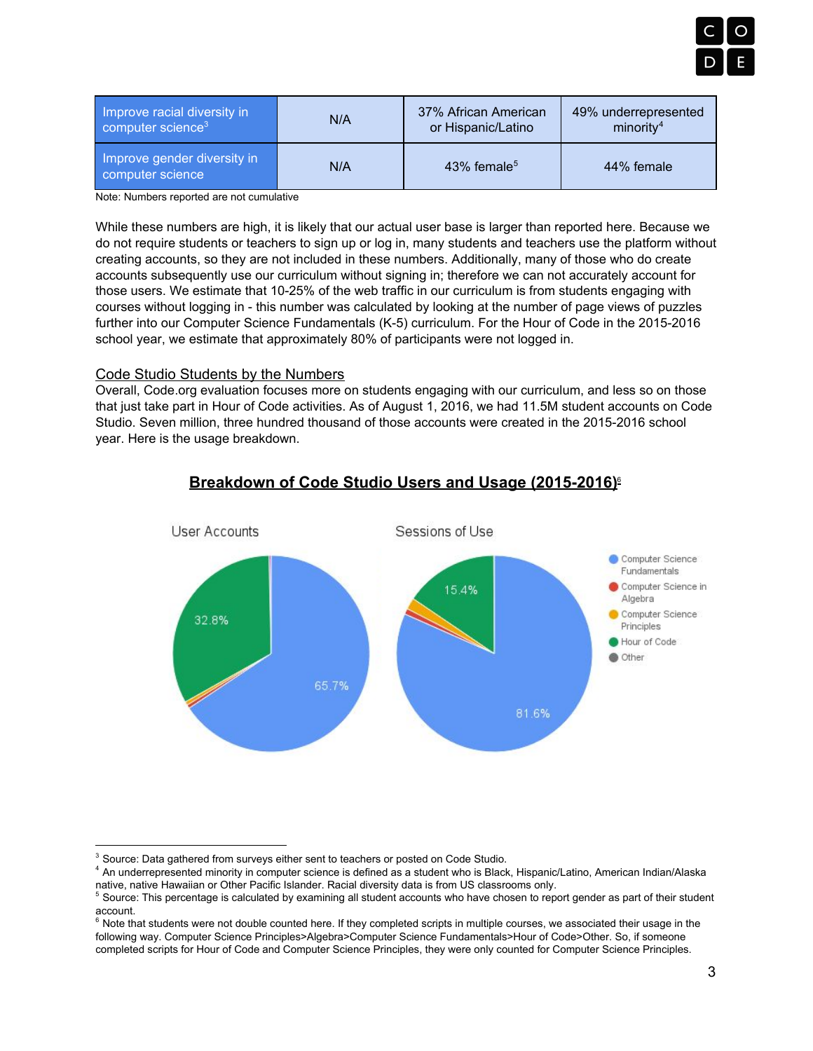| Improve racial diversity in computer science[3] | N/A | 37% African American or Hispanic/Latino | 49% underrepresented minority[4] |
|---|---|---|---|
| Improve gender diversity in computer science | N/A | 43% female[5] | 44% female |

Note: Numbers reported are not cumulative

While these numbers are high, it is likely that our actual user base is larger than reported here. Because we do not require students or teachers to sign up or log in, many students and teachers use the platform without creating accounts, so they are not included in these numbers. Additionally, many of those who do create accounts subsequently use our curriculum without signing in; therefore we can not accurately account for those users. We estimate that 10-25% of the web traffic in our curriculum is from students engaging with courses without logging in - this number was calculated by looking at the number of page views of puzzles further into our Computer Science Fundamentals (K-5) curriculum. For the Hour of Code in the 2015-2016 school year, we estimate that approximately 80% of participants were not logged in.

## Code Studio Students by the Numbers

Overall, Code.org evaluation focuses more on students engaging with our curriculum, and less so on those that just take part in Hour of Code activities. As of August 1, 2016, we had 11.5M student accounts on Code Studio. Seven million, three hundred thousand of those accounts were created in the 2015-2016 school year. Here is the usage breakdown.

**Breakdown of Code Studio Users and Usage (2015-2016)**[6]

User Accounts: Computer Science Fundamentals 65.7%; Hour of Code 32.8%

Sessions of Use: Computer Science Fundamentals 81.6%; Hour of Code 15.4%

Legend: Computer Science Fundamentals; Computer Science in Algebra; Computer Science Principles; Hour of Code; Other

---

[3] Source: Data gathered from surveys either sent to teachers or posted on Code Studio.

[4] An underrepresented minority in computer science is defined as a student who is Black, Hispanic/Latino, American Indian/Alaska native, native Hawaiian or Other Pacific Islander. Racial diversity data is from US classrooms only.

[5] Source: This percentage is calculated by examining all student accounts who have chosen to report gender as part of their student account.

[6] Note that students were not double counted here. If they completed scripts in multiple courses, we associated their usage in the following way. Computer Science Principles>Algebra>Computer Science Fundamentals>Hour of Code>Other. So, if someone completed scripts for Hour of Code and Computer Science Principles, they were only counted for Computer Science Principles.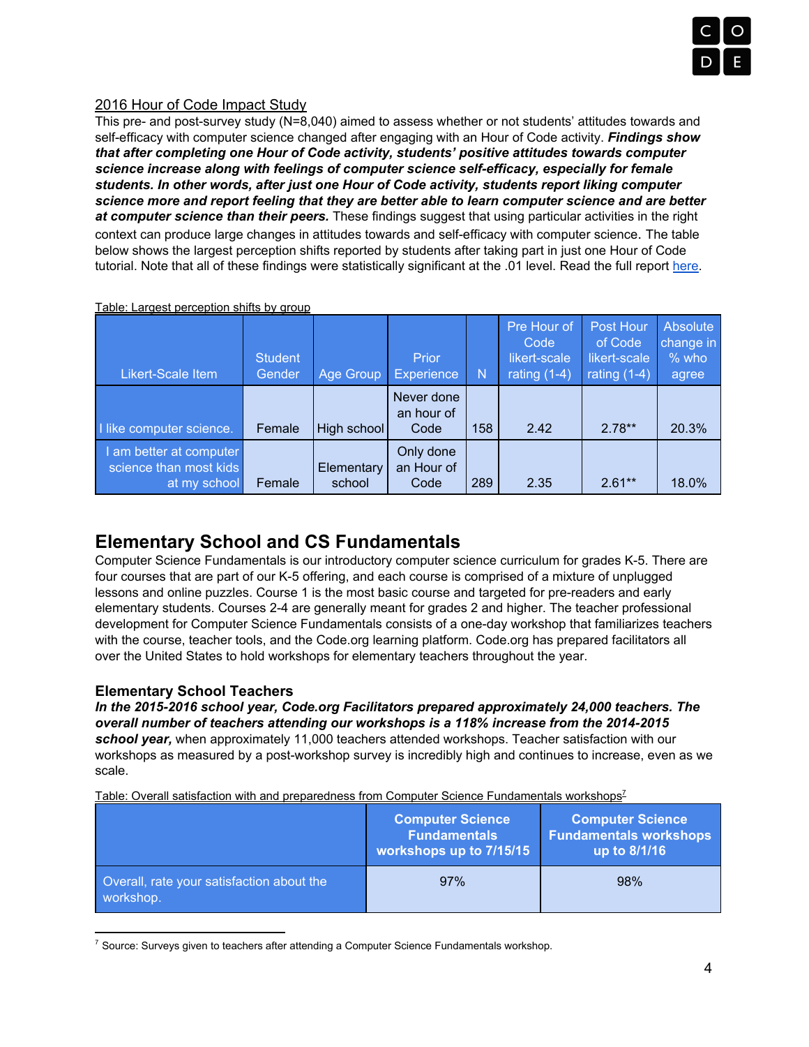2016 Hour of Code Impact Study

This pre- and post-survey study (N=8,040) aimed to assess whether or not students' attitudes towards and self-efficacy with computer science changed after engaging with an Hour of Code activity. ***Findings show that after completing one Hour of Code activity, students' positive attitudes towards computer science increase along with feelings of computer science self-efficacy, especially for female students. In other words, after just one Hour of Code activity, students report liking computer science more and report feeling that they are better able to learn computer science and are better at computer science than their peers.*** These findings suggest that using particular activities in the right context can produce large changes in attitudes towards and self-efficacy with computer science. The table below shows the largest perception shifts reported by students after taking part in just one Hour of Code tutorial. Note that all of these findings were statistically significant at the .01 level. Read the full report here.

Table: Largest perception shifts by group

| Likert-Scale Item | Student Gender | Age Group | Prior Experience | N | Pre Hour of Code likert-scale rating (1-4) | Post Hour of Code likert-scale rating (1-4) | Absolute change in % who agree |
|---|---|---|---|---|---|---|---|
| I like computer science. | Female | High school | Never done an hour of Code | 158 | 2.42 | 2.78** | 20.3% |
| I am better at computer science than most kids at my school | Female | Elementary school | Only done an Hour of Code | 289 | 2.35 | 2.61** | 18.0% |

## Elementary School and CS Fundamentals

Computer Science Fundamentals is our introductory computer science curriculum for grades K-5. There are four courses that are part of our K-5 offering, and each course is comprised of a mixture of unplugged lessons and online puzzles. Course 1 is the most basic course and targeted for pre-readers and early elementary students. Courses 2-4 are generally meant for grades 2 and higher. The teacher professional development for Computer Science Fundamentals consists of a one-day workshop that familiarizes teachers with the course, teacher tools, and the Code.org learning platform. Code.org has prepared facilitators all over the United States to hold workshops for elementary teachers throughout the year.

### Elementary School Teachers

***In the 2015-2016 school year, Code.org Facilitators prepared approximately 24,000 teachers. The overall number of teachers attending our workshops is a 118% increase from the 2014-2015 school year,*** when approximately 11,000 teachers attended workshops. Teacher satisfaction with our workshops as measured by a post-workshop survey is incredibly high and continues to increase, even as we scale.

Table: Overall satisfaction with and preparedness from Computer Science Fundamentals workshops[7]

| | Computer Science Fundamentals workshops up to 7/15/15 | Computer Science Fundamentals workshops up to 8/1/16 |
|---|---|---|
| Overall, rate your satisfaction about the workshop. | 97% | 98% |

[7] Source: Surveys given to teachers after attending a Computer Science Fundamentals workshop.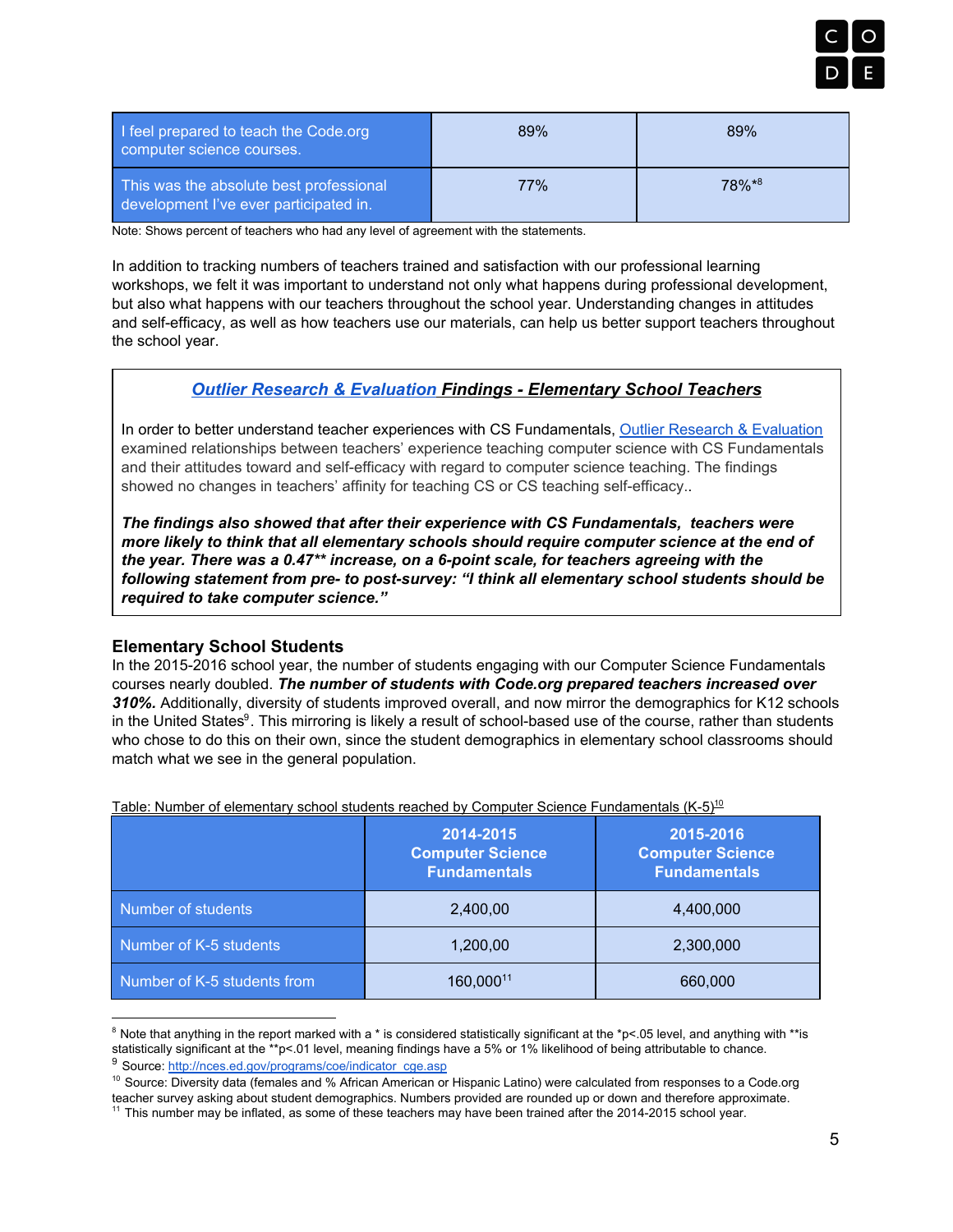| I feel prepared to teach the Code.org computer science courses. | 89% | 89% |
|---|---|---|
| This was the absolute best professional development I've ever participated in. | 77% | 78%*[8] |

Note: Shows percent of teachers who had any level of agreement with the statements.

In addition to tracking numbers of teachers trained and satisfaction with our professional learning workshops, we felt it was important to understand not only what happens during professional development, but also what happens with our teachers throughout the school year. Understanding changes in attitudes and self-efficacy, as well as how teachers use our materials, can help us better support teachers throughout the school year.

### *Outlier Research & Evaluation Findings - Elementary School Teachers*

In order to better understand teacher experiences with CS Fundamentals, Outlier Research & Evaluation examined relationships between teachers' experience teaching computer science with CS Fundamentals and their attitudes toward and self-efficacy with regard to computer science teaching. The findings showed no changes in teachers' affinity for teaching CS or CS teaching self-efficacy..

***The findings also showed that after their experience with CS Fundamentals, teachers were more likely to think that all elementary schools should require computer science at the end of the year. There was a 0.47** increase, on a 6-point scale, for teachers agreeing with the following statement from pre- to post-survey: "I think all elementary school students should be required to take computer science."***

### Elementary School Students

In the 2015-2016 school year, the number of students engaging with our Computer Science Fundamentals courses nearly doubled. ***The number of students with Code.org prepared teachers increased over 310%.*** Additionally, diversity of students improved overall, and now mirror the demographics for K12 schools in the United States[9]. This mirroring is likely a result of school-based use of the course, rather than students who chose to do this on their own, since the student demographics in elementary school classrooms should match what we see in the general population.

Table: Number of elementary school students reached by Computer Science Fundamentals (K-5)[10]

| | 2014-2015 Computer Science Fundamentals | 2015-2016 Computer Science Fundamentals |
|---|---|---|
| Number of students | 2,400,00 | 4,400,000 |
| Number of K-5 students | 1,200,00 | 2,300,000 |
| Number of K-5 students from | 160,000[11] | 660,000 |

[8] Note that anything in the report marked with a * is considered statistically significant at the *p<.05 level, and anything with **is statistically significant at the **p<.01 level, meaning findings have a 5% or 1% likelihood of being attributable to chance.

[9] Source: http://nces.ed.gov/programs/coe/indicator_cge.asp

[10] Source: Diversity data (females and % African American or Hispanic Latino) were calculated from responses to a Code.org teacher survey asking about student demographics. Numbers provided are rounded up or down and therefore approximate.

[11] This number may be inflated, as some of these teachers may have been trained after the 2014-2015 school year.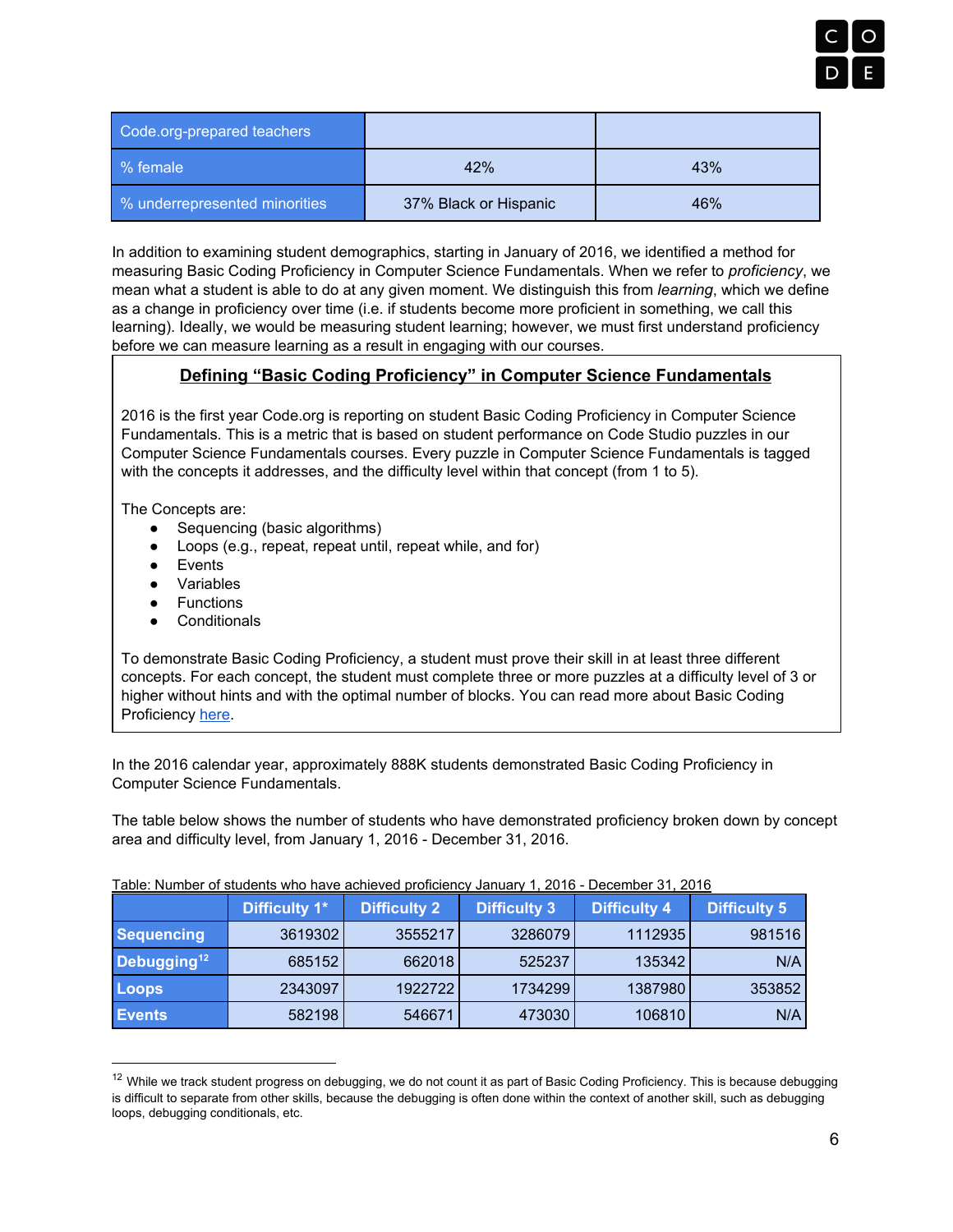| Code.org-prepared teachers | | |
|---|---|---|
| % female | 42% | 43% |
| % underrepresented minorities | 37% Black or Hispanic | 46% |

In addition to examining student demographics, starting in January of 2016, we identified a method for measuring Basic Coding Proficiency in Computer Science Fundamentals. When we refer to *proficiency*, we mean what a student is able to do at any given moment. We distinguish this from *learning*, which we define as a change in proficiency over time (i.e. if students become more proficient in something, we call this learning). Ideally, we would be measuring student learning; however, we must first understand proficiency before we can measure learning as a result in engaging with our courses.

## Defining "Basic Coding Proficiency" in Computer Science Fundamentals

2016 is the first year Code.org is reporting on student Basic Coding Proficiency in Computer Science Fundamentals. This is a metric that is based on student performance on Code Studio puzzles in our Computer Science Fundamentals courses. Every puzzle in Computer Science Fundamentals is tagged with the concepts it addresses, and the difficulty level within that concept (from 1 to 5).

The Concepts are:

- Sequencing (basic algorithms)
- Loops (e.g., repeat, repeat until, repeat while, and for)
- Events
- Variables
- Functions
- Conditionals

To demonstrate Basic Coding Proficiency, a student must prove their skill in at least three different concepts. For each concept, the student must complete three or more puzzles at a difficulty level of 3 or higher without hints and with the optimal number of blocks. You can read more about Basic Coding Proficiency here.

In the 2016 calendar year, approximately 888K students demonstrated Basic Coding Proficiency in Computer Science Fundamentals.

The table below shows the number of students who have demonstrated proficiency broken down by concept area and difficulty level, from January 1, 2016 - December 31, 2016.

Table: Number of students who have achieved proficiency January 1, 2016 - December 31, 2016

| | Difficulty 1* | Difficulty 2 | Difficulty 3 | Difficulty 4 | Difficulty 5 |
|---|---|---|---|---|---|
| Sequencing | 3619302 | 3555217 | 3286079 | 1112935 | 981516 |
| Debugging[12] | 685152 | 662018 | 525237 | 135342 | N/A |
| Loops | 2343097 | 1922722 | 1734299 | 1387980 | 353852 |
| Events | 582198 | 546671 | 473030 | 106810 | N/A |

[12] While we track student progress on debugging, we do not count it as part of Basic Coding Proficiency. This is because debugging is difficult to separate from other skills, because the debugging is often done within the context of another skill, such as debugging loops, debugging conditionals, etc.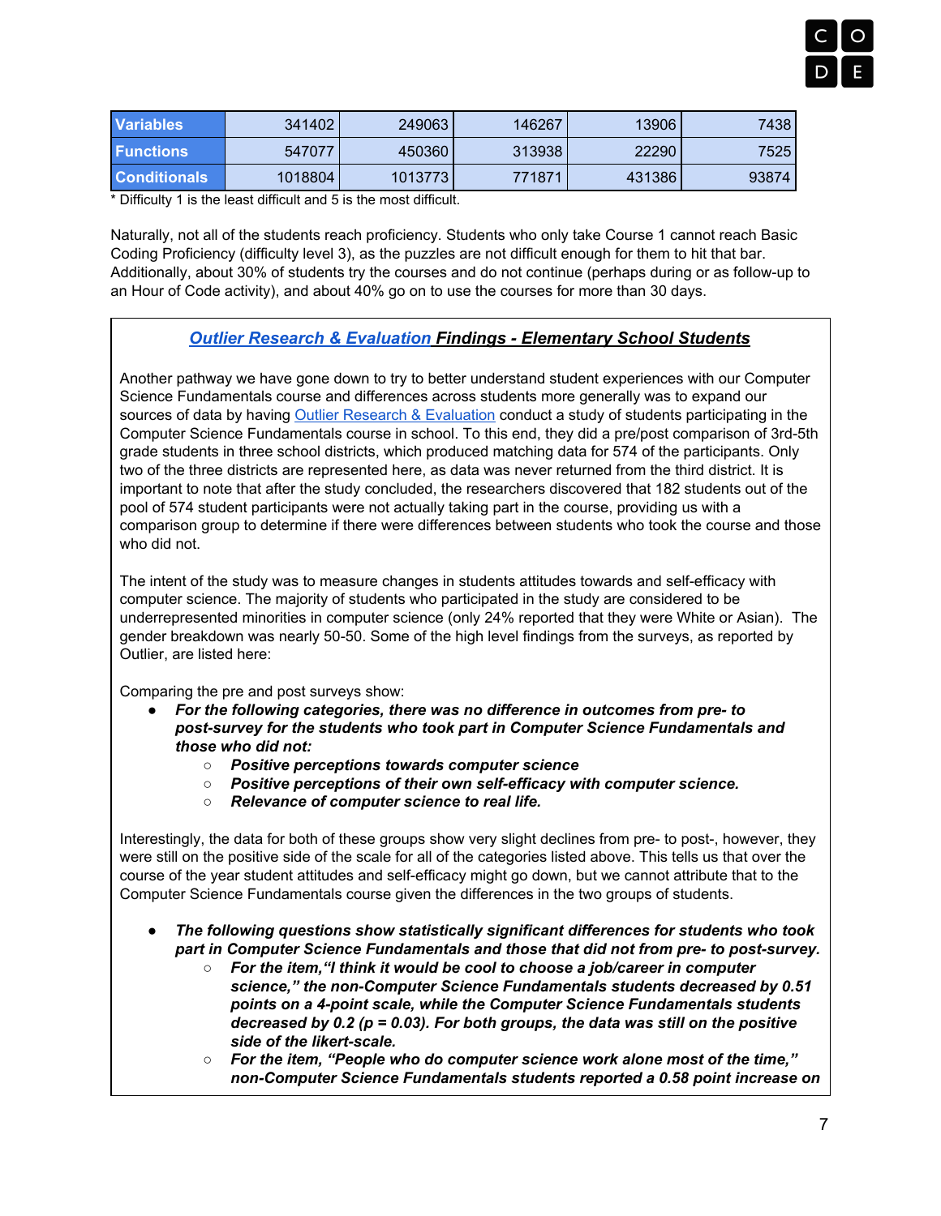| Variables | 341402 | 249063 | 146267 | 13906 | 7438 |
|---|---|---|---|---|---|
| Functions | 547077 | 450360 | 313938 | 22290 | 7525 |
| Conditionals | 1018804 | 1013773 | 771871 | 431386 | 93874 |

* Difficulty 1 is the least difficult and 5 is the most difficult.

Naturally, not all of the students reach proficiency. Students who only take Course 1 cannot reach Basic Coding Proficiency (difficulty level 3), as the puzzles are not difficult enough for them to hit that bar. Additionally, about 30% of students try the courses and do not continue (perhaps during or as follow-up to an Hour of Code activity), and about 40% go on to use the courses for more than 30 days.

### ***Outlier Research & Evaluation Findings - Elementary School Students***

Another pathway we have gone down to try to better understand student experiences with our Computer Science Fundamentals course and differences across students more generally was to expand our sources of data by having Outlier Research & Evaluation conduct a study of students participating in the Computer Science Fundamentals course in school. To this end, they did a pre/post comparison of 3rd-5th grade students in three school districts, which produced matching data for 574 of the participants. Only two of the three districts are represented here, as data was never returned from the third district. It is important to note that after the study concluded, the researchers discovered that 182 students out of the pool of 574 student participants were not actually taking part in the course, providing us with a comparison group to determine if there were differences between students who took the course and those who did not.

The intent of the study was to measure changes in students attitudes towards and self-efficacy with computer science. The majority of students who participated in the study are considered to be underrepresented minorities in computer science (only 24% reported that they were White or Asian). The gender breakdown was nearly 50-50. Some of the high level findings from the surveys, as reported by Outlier, are listed here:

Comparing the pre and post surveys show:

- ***For the following categories, there was no difference in outcomes from pre- to post-survey for the students who took part in Computer Science Fundamentals and those who did not:***
  - ***Positive perceptions towards computer science***
  - ***Positive perceptions of their own self-efficacy with computer science.***
  - ***Relevance of computer science to real life.***

Interestingly, the data for both of these groups show very slight declines from pre- to post-, however, they were still on the positive side of the scale for all of the categories listed above. This tells us that over the course of the year student attitudes and self-efficacy might go down, but we cannot attribute that to the Computer Science Fundamentals course given the differences in the two groups of students.

- ***The following questions show statistically significant differences for students who took part in Computer Science Fundamentals and those that did not from pre- to post-survey.***
  - ***For the item, "I think it would be cool to choose a job/career in computer science," the non-Computer Science Fundamentals students decreased by 0.51 points on a 4-point scale, while the Computer Science Fundamentals students decreased by 0.2 ($p = 0.03$). For both groups, the data was still on the positive side of the likert-scale.***
  - ***For the item, "People who do computer science work alone most of the time," non-Computer Science Fundamentals students reported a 0.58 point increase on***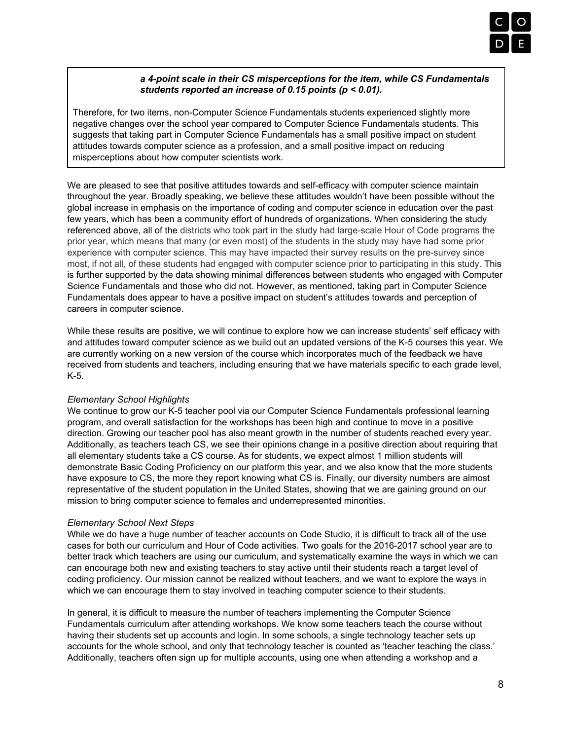***a 4-point scale in their CS misperceptions for the item, while CS Fundamentals students reported an increase of 0.15 points ($p < 0.01$).***

Therefore, for two items, non-Computer Science Fundamentals students experienced slightly more negative changes over the school year compared to Computer Science Fundamentals students. This suggests that taking part in Computer Science Fundamentals has a small positive impact on student attitudes towards computer science as a profession, and a small positive impact on reducing misperceptions about how computer scientists work.

We are pleased to see that positive attitudes towards and self-efficacy with computer science maintain throughout the year. Broadly speaking, we believe these attitudes wouldn't have been possible without the global increase in emphasis on the importance of coding and computer science in education over the past few years, which has been a community effort of hundreds of organizations. When considering the study referenced above, all of the districts who took part in the study had large-scale Hour of Code programs the prior year, which means that many (or even most) of the students in the study may have had some prior experience with computer science. This may have impacted their survey results on the pre-survey since most, if not all, of these students had engaged with computer science prior to participating in this study. This is further supported by the data showing minimal differences between students who engaged with Computer Science Fundamentals and those who did not. However, as mentioned, taking part in Computer Science Fundamentals does appear to have a positive impact on student's attitudes towards and perception of careers in computer science.

While these results are positive, we will continue to explore how we can increase students' self efficacy with and attitudes toward computer science as we build out an updated versions of the K-5 courses this year. We are currently working on a new version of the course which incorporates much of the feedback we have received from students and teachers, including ensuring that we have materials specific to each grade level, K-5.

*Elementary School Highlights*

We continue to grow our K-5 teacher pool via our Computer Science Fundamentals professional learning program, and overall satisfaction for the workshops has been high and continue to move in a positive direction. Growing our teacher pool has also meant growth in the number of students reached every year. Additionally, as teachers teach CS, we see their opinions change in a positive direction about requiring that all elementary students take a CS course. As for students, we expect almost 1 million students will demonstrate Basic Coding Proficiency on our platform this year, and we also know that the more students have exposure to CS, the more they report knowing what CS is. Finally, our diversity numbers are almost representative of the student population in the United States, showing that we are gaining ground on our mission to bring computer science to females and underrepresented minorities.

*Elementary School Next Steps*

While we do have a huge number of teacher accounts on Code Studio, it is difficult to track all of the use cases for both our curriculum and Hour of Code activities. Two goals for the 2016-2017 school year are to better track which teachers are using our curriculum, and systematically examine the ways in which we can can encourage both new and existing teachers to stay active until their students reach a target level of coding proficiency. Our mission cannot be realized without teachers, and we want to explore the ways in which we can encourage them to stay involved in teaching computer science to their students.

In general, it is difficult to measure the number of teachers implementing the Computer Science Fundamentals curriculum after attending workshops. We know some teachers teach the course without having their students set up accounts and login. In some schools, a single technology teacher sets up accounts for the whole school, and only that technology teacher is counted as 'teacher teaching the class.' Additionally, teachers often sign up for multiple accounts, using one when attending a workshop and a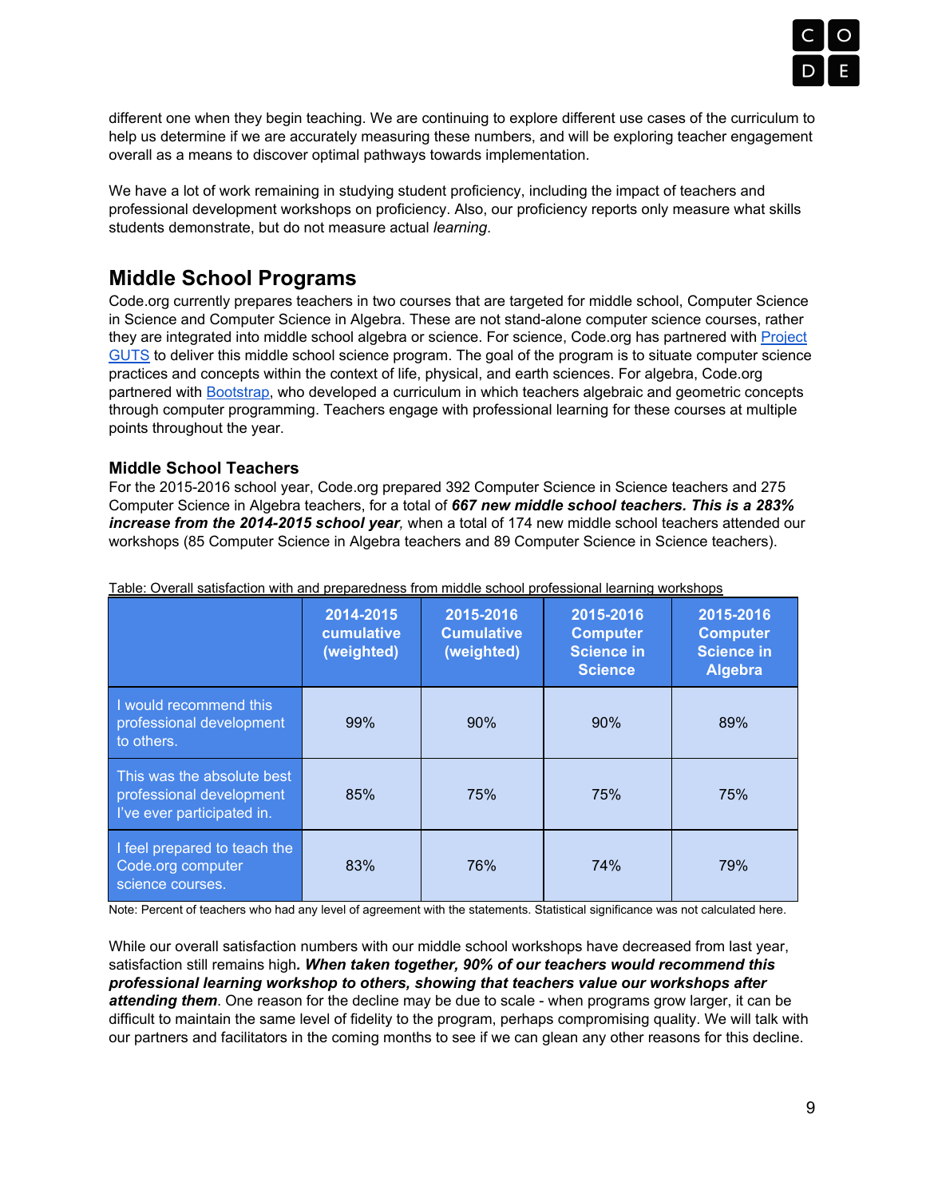different one when they begin teaching. We are continuing to explore different use cases of the curriculum to help us determine if we are accurately measuring these numbers, and will be exploring teacher engagement overall as a means to discover optimal pathways towards implementation.

We have a lot of work remaining in studying student proficiency, including the impact of teachers and professional development workshops on proficiency. Also, our proficiency reports only measure what skills students demonstrate, but do not measure actual *learning*.

## Middle School Programs

Code.org currently prepares teachers in two courses that are targeted for middle school, Computer Science in Science and Computer Science in Algebra. These are not stand-alone computer science courses, rather they are integrated into middle school algebra or science. For science, Code.org has partnered with Project GUTS to deliver this middle school science program. The goal of the program is to situate computer science practices and concepts within the context of life, physical, and earth sciences. For algebra, Code.org partnered with Bootstrap, who developed a curriculum in which teachers algebraic and geometric concepts through computer programming. Teachers engage with professional learning for these courses at multiple points throughout the year.

### Middle School Teachers

For the 2015-2016 school year, Code.org prepared 392 Computer Science in Science teachers and 275 Computer Science in Algebra teachers, for a total of ***667 new middle school teachers. This is a 283% increase from the 2014-2015 school year**,* when a total of 174 new middle school teachers attended our workshops (85 Computer Science in Algebra teachers and 89 Computer Science in Science teachers).

Table: Overall satisfaction with and preparedness from middle school professional learning workshops

| | 2014-2015 cumulative (weighted) | 2015-2016 Cumulative (weighted) | 2015-2016 Computer Science in Science | 2015-2016 Computer Science in Algebra |
|---|---|---|---|---|
| I would recommend this professional development to others. | 99% | 90% | 90% | 89% |
| This was the absolute best professional development I've ever participated in. | 85% | 75% | 75% | 75% |
| I feel prepared to teach the Code.org computer science courses. | 83% | 76% | 74% | 79% |

Note: Percent of teachers who had any level of agreement with the statements. Statistical significance was not calculated here.

While our overall satisfaction numbers with our middle school workshops have decreased from last year, satisfaction still remains high***. When taken together, 90% of our teachers would recommend this professional learning workshop to others, showing that teachers value our workshops after attending them***. One reason for the decline may be due to scale - when programs grow larger, it can be difficult to maintain the same level of fidelity to the program, perhaps compromising quality. We will talk with our partners and facilitators in the coming months to see if we can glean any other reasons for this decline.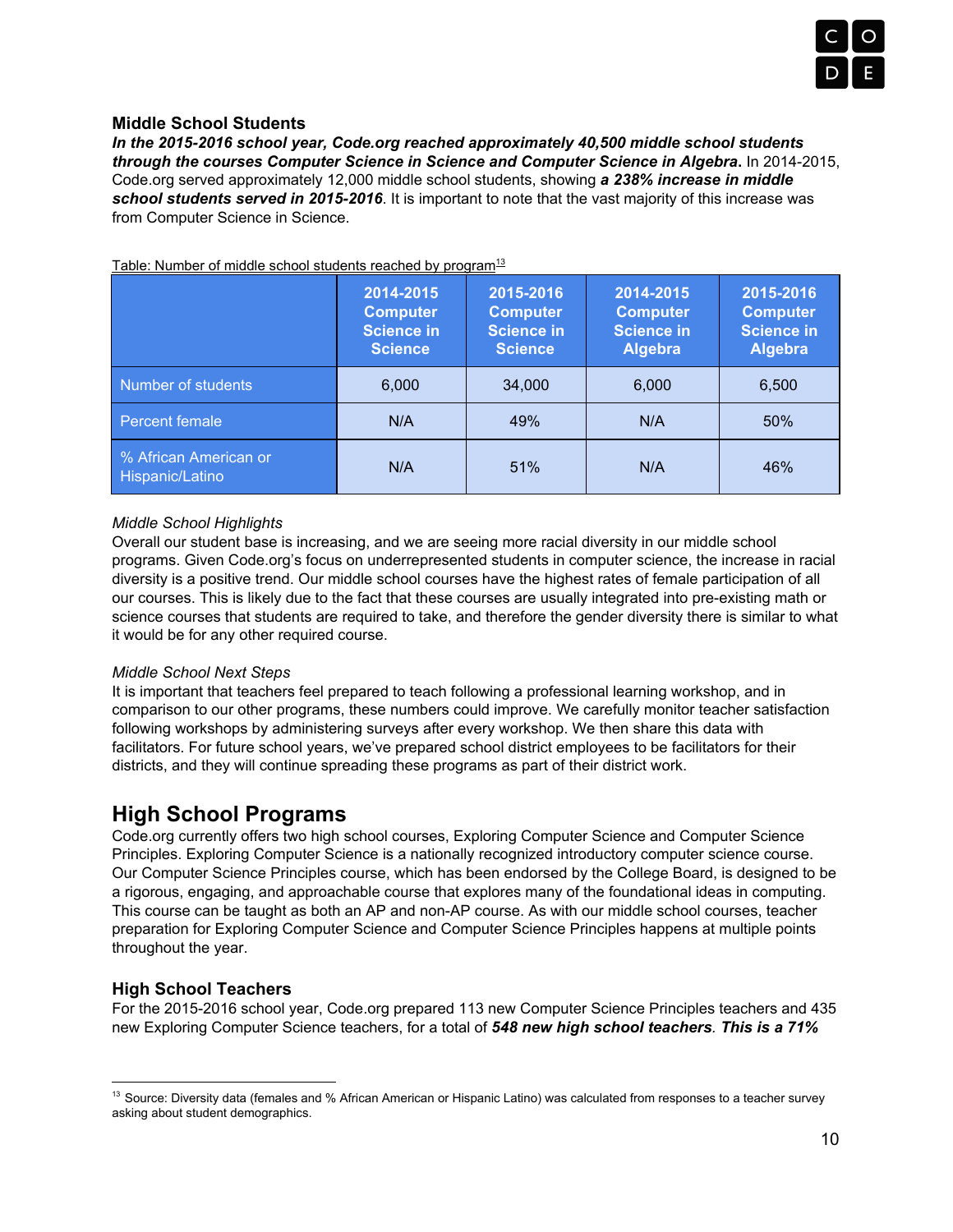### Middle School Students

***In the 2015-2016 school year, Code.org reached approximately 40,500 middle school students through the courses Computer Science in Science and Computer Science in Algebra.*** In 2014-2015, Code.org served approximately 12,000 middle school students, showing ***a 238% increase in middle school students served in 2015-2016***. It is important to note that the vast majority of this increase was from Computer Science in Science.

Table: Number of middle school students reached by program[13]

| | 2014-2015 Computer Science in Science | 2015-2016 Computer Science in Science | 2014-2015 Computer Science in Algebra | 2015-2016 Computer Science in Algebra |
|---|---|---|---|---|
| Number of students | 6,000 | 34,000 | 6,000 | 6,500 |
| Percent female | N/A | 49% | N/A | 50% |
| % African American or Hispanic/Latino | N/A | 51% | N/A | 46% |

*Middle School Highlights*

Overall our student base is increasing, and we are seeing more racial diversity in our middle school programs. Given Code.org's focus on underrepresented students in computer science, the increase in racial diversity is a positive trend. Our middle school courses have the highest rates of female participation of all our courses. This is likely due to the fact that these courses are usually integrated into pre-existing math or science courses that students are required to take, and therefore the gender diversity there is similar to what it would be for any other required course.

*Middle School Next Steps*

It is important that teachers feel prepared to teach following a professional learning workshop, and in comparison to our other programs, these numbers could improve. We carefully monitor teacher satisfaction following workshops by administering surveys after every workshop. We then share this data with facilitators. For future school years, we've prepared school district employees to be facilitators for their districts, and they will continue spreading these programs as part of their district work.

## High School Programs

Code.org currently offers two high school courses, Exploring Computer Science and Computer Science Principles. Exploring Computer Science is a nationally recognized introductory computer science course. Our Computer Science Principles course, which has been endorsed by the College Board, is designed to be a rigorous, engaging, and approachable course that explores many of the foundational ideas in computing. This course can be taught as both an AP and non-AP course. As with our middle school courses, teacher preparation for Exploring Computer Science and Computer Science Principles happens at multiple points throughout the year.

### High School Teachers

For the 2015-2016 school year, Code.org prepared 113 new Computer Science Principles teachers and 435 new Exploring Computer Science teachers, for a total of ***548 new high school teachers. This is a 71%***

[13] Source: Diversity data (females and % African American or Hispanic Latino) was calculated from responses to a teacher survey asking about student demographics.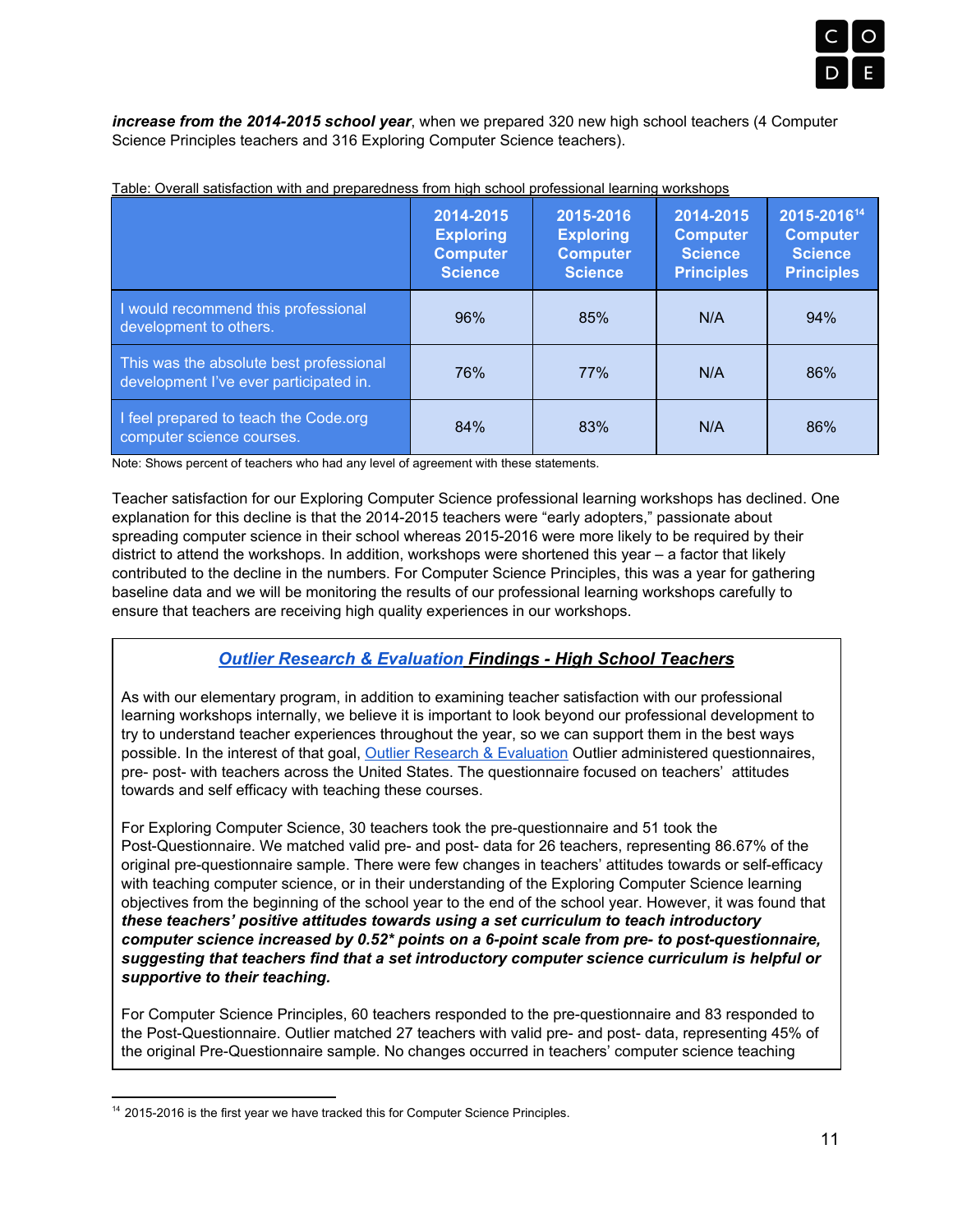***increase from the 2014-2015 school year***, when we prepared 320 new high school teachers (4 Computer Science Principles teachers and 316 Exploring Computer Science teachers).

Table: Overall satisfaction with and preparedness from high school professional learning workshops

| | 2014-2015 Exploring Computer Science | 2015-2016 Exploring Computer Science | 2014-2015 Computer Science Principles | 2015-2016[14] Computer Science Principles |
|---|---|---|---|---|
| I would recommend this professional development to others. | 96% | 85% | N/A | 94% |
| This was the absolute best professional development I've ever participated in. | 76% | 77% | N/A | 86% |
| I feel prepared to teach the Code.org computer science courses. | 84% | 83% | N/A | 86% |

Note: Shows percent of teachers who had any level of agreement with these statements.

Teacher satisfaction for our Exploring Computer Science professional learning workshops has declined. One explanation for this decline is that the 2014-2015 teachers were "early adopters," passionate about spreading computer science in their school whereas 2015-2016 were more likely to be required by their district to attend the workshops. In addition, workshops were shortened this year – a factor that likely contributed to the decline in the numbers. For Computer Science Principles, this was a year for gathering baseline data and we will be monitoring the results of our professional learning workshops carefully to ensure that teachers are receiving high quality experiences in our workshops.

### ***Outlier Research & Evaluation Findings - High School Teachers***

As with our elementary program, in addition to examining teacher satisfaction with our professional learning workshops internally, we believe it is important to look beyond our professional development to try to understand teacher experiences throughout the year, so we can support them in the best ways possible. In the interest of that goal, Outlier Research & Evaluation Outlier administered questionnaires, pre- post- with teachers across the United States. The questionnaire focused on teachers' attitudes towards and self efficacy with teaching these courses.

For Exploring Computer Science, 30 teachers took the pre-questionnaire and 51 took the Post-Questionnaire. We matched valid pre- and post- data for 26 teachers, representing 86.67% of the original pre-questionnaire sample. There were few changes in teachers' attitudes towards or self-efficacy with teaching computer science, or in their understanding of the Exploring Computer Science learning objectives from the beginning of the school year to the end of the school year. However, it was found that ***these teachers' positive attitudes towards using a set curriculum to teach introductory computer science increased by 0.52* points on a 6-point scale from pre- to post-questionnaire, suggesting that teachers find that a set introductory computer science curriculum is helpful or supportive to their teaching.***

For Computer Science Principles, 60 teachers responded to the pre-questionnaire and 83 responded to the Post-Questionnaire. Outlier matched 27 teachers with valid pre- and post- data, representing 45% of the original Pre-Questionnaire sample. No changes occurred in teachers' computer science teaching

[14] 2015-2016 is the first year we have tracked this for Computer Science Principles.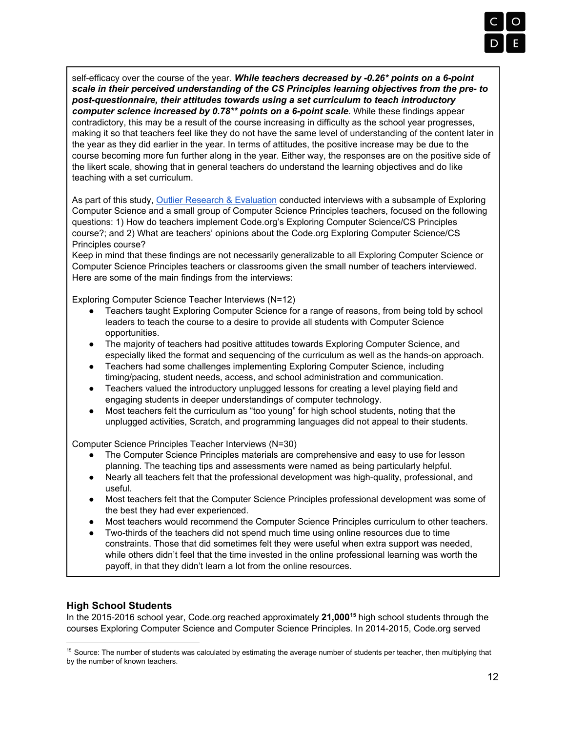self-efficacy over the course of the year. ***While teachers decreased by -0.26\* points on a 6-point scale in their perceived understanding of the CS Principles learning objectives from the pre- to post-questionnaire, their attitudes towards using a set curriculum to teach introductory computer science increased by 0.78\*\* points on a 6-point scale***. While these findings appear contradictory, this may be a result of the course increasing in difficulty as the school year progresses, making it so that teachers feel like they do not have the same level of understanding of the content later in the year as they did earlier in the year. In terms of attitudes, the positive increase may be due to the course becoming more fun further along in the year. Either way, the responses are on the positive side of the likert scale, showing that in general teachers do understand the learning objectives and do like teaching with a set curriculum.

As part of this study, [Outlier Research & Evaluation]() conducted interviews with a subsample of Exploring Computer Science and a small group of Computer Science Principles teachers, focused on the following questions: 1) How do teachers implement Code.org's Exploring Computer Science/CS Principles course?; and 2) What are teachers' opinions about the Code.org Exploring Computer Science/CS Principles course?
Keep in mind that these findings are not necessarily generalizable to all Exploring Computer Science or Computer Science Principles teachers or classrooms given the small number of teachers interviewed. Here are some of the main findings from the interviews:

Exploring Computer Science Teacher Interviews (N=12)

- Teachers taught Exploring Computer Science for a range of reasons, from being told by school leaders to teach the course to a desire to provide all students with Computer Science opportunities.
- The majority of teachers had positive attitudes towards Exploring Computer Science, and especially liked the format and sequencing of the curriculum as well as the hands-on approach.
- Teachers had some challenges implementing Exploring Computer Science, including timing/pacing, student needs, access, and school administration and communication.
- Teachers valued the introductory unplugged lessons for creating a level playing field and engaging students in deeper understandings of computer technology.
- Most teachers felt the curriculum as "too young" for high school students, noting that the unplugged activities, Scratch, and programming languages did not appeal to their students.

Computer Science Principles Teacher Interviews (N=30)

- The Computer Science Principles materials are comprehensive and easy to use for lesson planning. The teaching tips and assessments were named as being particularly helpful.
- Nearly all teachers felt that the professional development was high-quality, professional, and useful.
- Most teachers felt that the Computer Science Principles professional development was some of the best they had ever experienced.
- Most teachers would recommend the Computer Science Principles curriculum to other teachers.
- Two-thirds of the teachers did not spend much time using online resources due to time constraints. Those that did sometimes felt they were useful when extra support was needed, while others didn't feel that the time invested in the online professional learning was worth the payoff, in that they didn't learn a lot from the online resources.

### High School Students

In the 2015-2016 school year, Code.org reached approximately **21,000**[15] high school students through the courses Exploring Computer Science and Computer Science Principles. In 2014-2015, Code.org served

[15] Source: The number of students was calculated by estimating the average number of students per teacher, then multiplying that by the number of known teachers.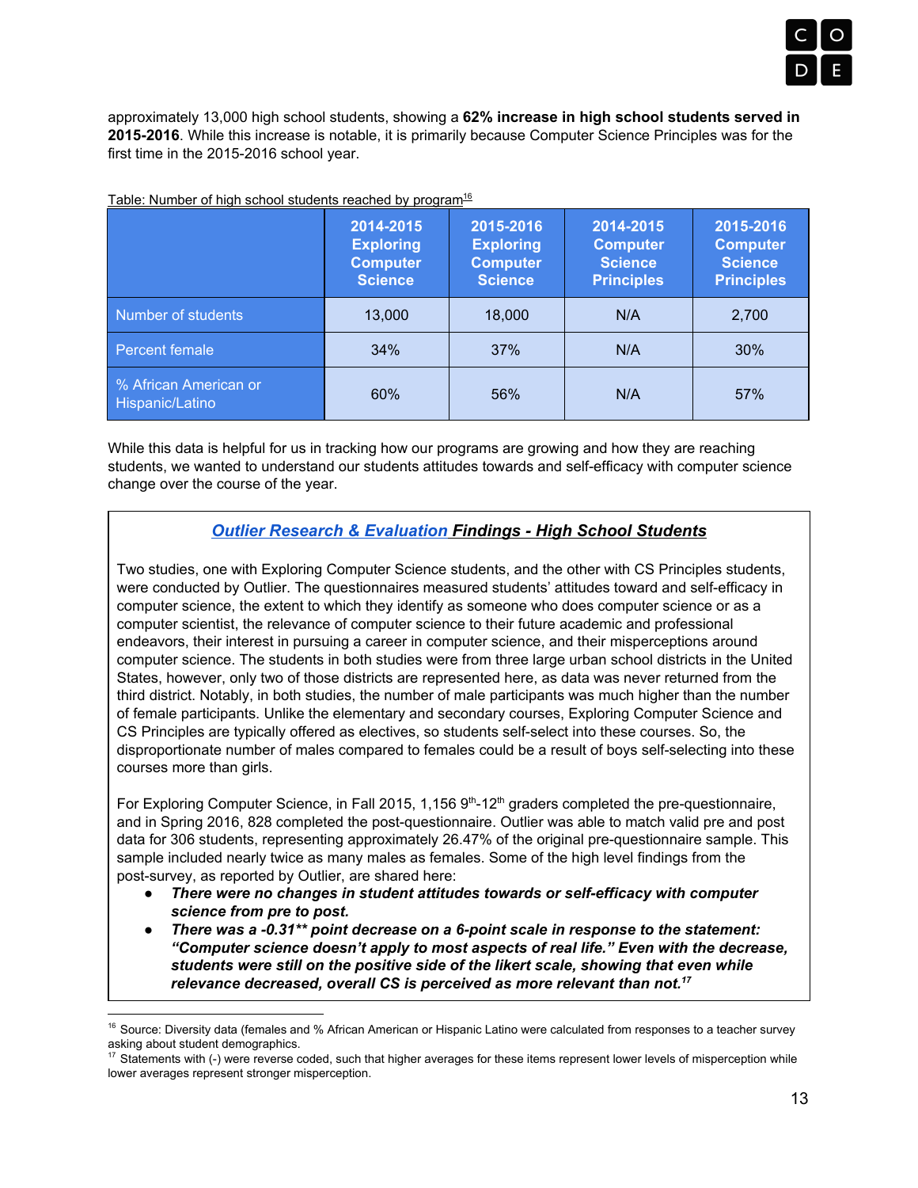approximately 13,000 high school students, showing a **62% increase in high school students served in 2015-2016**. While this increase is notable, it is primarily because Computer Science Principles was for the first time in the 2015-2016 school year.

Table: Number of high school students reached by program[16]

| | 2014-2015 Exploring Computer Science | 2015-2016 Exploring Computer Science | 2014-2015 Computer Science Principles | 2015-2016 Computer Science Principles |
|---|---|---|---|---|
| Number of students | 13,000 | 18,000 | N/A | 2,700 |
| Percent female | 34% | 37% | N/A | 30% |
| % African American or Hispanic/Latino | 60% | 56% | N/A | 57% |

While this data is helpful for us in tracking how our programs are growing and how they are reaching students, we wanted to understand our students attitudes towards and self-efficacy with computer science change over the course of the year.

### Outlier Research & Evaluation Findings - High School Students

Two studies, one with Exploring Computer Science students, and the other with CS Principles students, were conducted by Outlier. The questionnaires measured students' attitudes toward and self-efficacy in computer science, the extent to which they identify as someone who does computer science or as a computer scientist, the relevance of computer science to their future academic and professional endeavors, their interest in pursuing a career in computer science, and their misperceptions around computer science. The students in both studies were from three large urban school districts in the United States, however, only two of those districts are represented here, as data was never returned from the third district. Notably, in both studies, the number of male participants was much higher than the number of female participants. Unlike the elementary and secondary courses, Exploring Computer Science and CS Principles are typically offered as electives, so students self-select into these courses. So, the disproportionate number of males compared to females could be a result of boys self-selecting into these courses more than girls.

For Exploring Computer Science, in Fall 2015, 1,156 9th-12th graders completed the pre-questionnaire, and in Spring 2016, 828 completed the post-questionnaire. Outlier was able to match valid pre and post data for 306 students, representing approximately 26.47% of the original pre-questionnaire sample. This sample included nearly twice as many males as females. Some of the high level findings from the post-survey, as reported by Outlier, are shared here:

- ***There were no changes in student attitudes towards or self-efficacy with computer science from pre to post.***
- ***There was a -0.31\*\* point decrease on a 6-point scale in response to the statement: "Computer science doesn't apply to most aspects of real life." Even with the decrease, students were still on the positive side of the likert scale, showing that even while relevance decreased, overall CS is perceived as more relevant than not.***[17]

---

[16] Source: Diversity data (females and % African American or Hispanic Latino were calculated from responses to a teacher survey asking about student demographics.

[17] Statements with (-) were reverse coded, such that higher averages for these items represent lower levels of misperception while lower averages represent stronger misperception.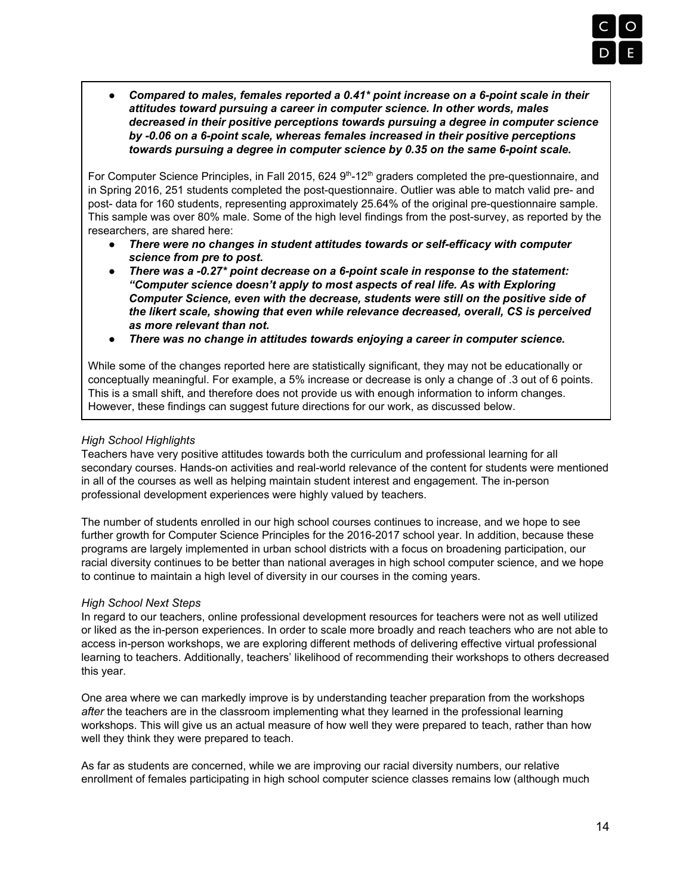- ***Compared to males, females reported a 0.41\* point increase on a 6-point scale in their attitudes toward pursuing a career in computer science. In other words, males decreased in their positive perceptions towards pursuing a degree in computer science by -0.06 on a 6-point scale, whereas females increased in their positive perceptions towards pursuing a degree in computer science by 0.35 on the same 6-point scale.***

For Computer Science Principles, in Fall 2015, 624 9[th]-12[th] graders completed the pre-questionnaire, and in Spring 2016, 251 students completed the post-questionnaire. Outlier was able to match valid pre- and post- data for 160 students, representing approximately 25.64% of the original pre-questionnaire sample. This sample was over 80% male. Some of the high level findings from the post-survey, as reported by the researchers, are shared here:

- ***There were no changes in student attitudes towards or self-efficacy with computer science from pre to post.***
- ***There was a -0.27\* point decrease on a 6-point scale in response to the statement: "Computer science doesn't apply to most aspects of real life. As with Exploring Computer Science, even with the decrease, students were still on the positive side of the likert scale, showing that even while relevance decreased, overall, CS is perceived as more relevant than not.***
- ***There was no change in attitudes towards enjoying a career in computer science.***

While some of the changes reported here are statistically significant, they may not be educationally or conceptually meaningful. For example, a 5% increase or decrease is only a change of .3 out of 6 points. This is a small shift, and therefore does not provide us with enough information to inform changes. However, these findings can suggest future directions for our work, as discussed below.

*High School Highlights*

Teachers have very positive attitudes towards both the curriculum and professional learning for all secondary courses. Hands-on activities and real-world relevance of the content for students were mentioned in all of the courses as well as helping maintain student interest and engagement. The in-person professional development experiences were highly valued by teachers.

The number of students enrolled in our high school courses continues to increase, and we hope to see further growth for Computer Science Principles for the 2016-2017 school year. In addition, because these programs are largely implemented in urban school districts with a focus on broadening participation, our racial diversity continues to be better than national averages in high school computer science, and we hope to continue to maintain a high level of diversity in our courses in the coming years.

*High School Next Steps*

In regard to our teachers, online professional development resources for teachers were not as well utilized or liked as the in-person experiences. In order to scale more broadly and reach teachers who are not able to access in-person workshops, we are exploring different methods of delivering effective virtual professional learning to teachers. Additionally, teachers' likelihood of recommending their workshops to others decreased this year.

One area where we can markedly improve is by understanding teacher preparation from the workshops *after* the teachers are in the classroom implementing what they learned in the professional learning workshops. This will give us an actual measure of how well they were prepared to teach, rather than how well they think they were prepared to teach.

As far as students are concerned, while we are improving our racial diversity numbers, our relative enrollment of females participating in high school computer science classes remains low (although much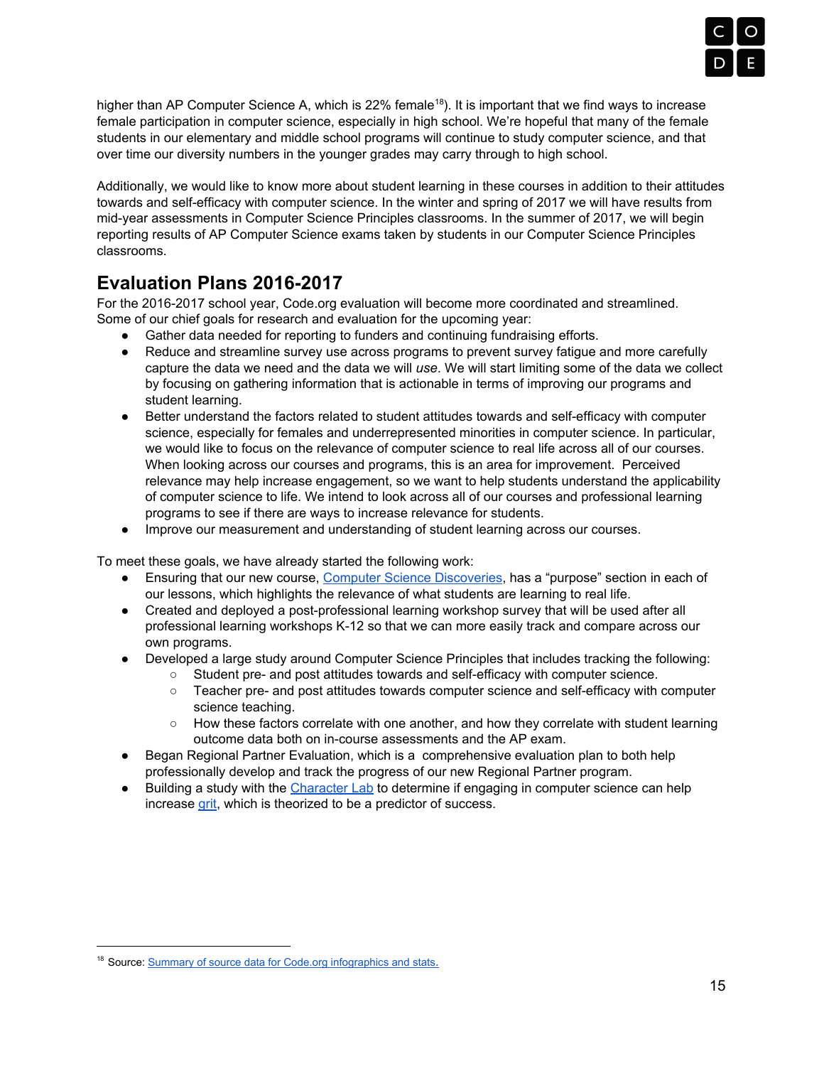higher than AP Computer Science A, which is 22% female[18]). It is important that we find ways to increase female participation in computer science, especially in high school. We're hopeful that many of the female students in our elementary and middle school programs will continue to study computer science, and that over time our diversity numbers in the younger grades may carry through to high school.

Additionally, we would like to know more about student learning in these courses in addition to their attitudes towards and self-efficacy with computer science. In the winter and spring of 2017 we will have results from mid-year assessments in Computer Science Principles classrooms. In the summer of 2017, we will begin reporting results of AP Computer Science exams taken by students in our Computer Science Principles classrooms.

## Evaluation Plans 2016-2017

For the 2016-2017 school year, Code.org evaluation will become more coordinated and streamlined. Some of our chief goals for research and evaluation for the upcoming year:

- Gather data needed for reporting to funders and continuing fundraising efforts.
- Reduce and streamline survey use across programs to prevent survey fatigue and more carefully capture the data we need and the data we will *use*. We will start limiting some of the data we collect by focusing on gathering information that is actionable in terms of improving our programs and student learning.
- Better understand the factors related to student attitudes towards and self-efficacy with computer science, especially for females and underrepresented minorities in computer science. In particular, we would like to focus on the relevance of computer science to real life across all of our courses. When looking across our courses and programs, this is an area for improvement. Perceived relevance may help increase engagement, so we want to help students understand the applicability of computer science to life. We intend to look across all of our courses and professional learning programs to see if there are ways to increase relevance for students.
- Improve our measurement and understanding of student learning across our courses.

To meet these goals, we have already started the following work:

- Ensuring that our new course, Computer Science Discoveries, has a "purpose" section in each of our lessons, which highlights the relevance of what students are learning to real life.
- Created and deployed a post-professional learning workshop survey that will be used after all professional learning workshops K-12 so that we can more easily track and compare across our own programs.
- Developed a large study around Computer Science Principles that includes tracking the following:
    - Student pre- and post attitudes towards and self-efficacy with computer science.
    - Teacher pre- and post attitudes towards computer science and self-efficacy with computer science teaching.
    - How these factors correlate with one another, and how they correlate with student learning outcome data both on in-course assessments and the AP exam.
- Began Regional Partner Evaluation, which is a comprehensive evaluation plan to both help professionally develop and track the progress of our new Regional Partner program.
- Building a study with the Character Lab to determine if engaging in computer science can help increase grit, which is theorized to be a predictor of success.

[18] Source: Summary of source data for Code.org infographics and stats.